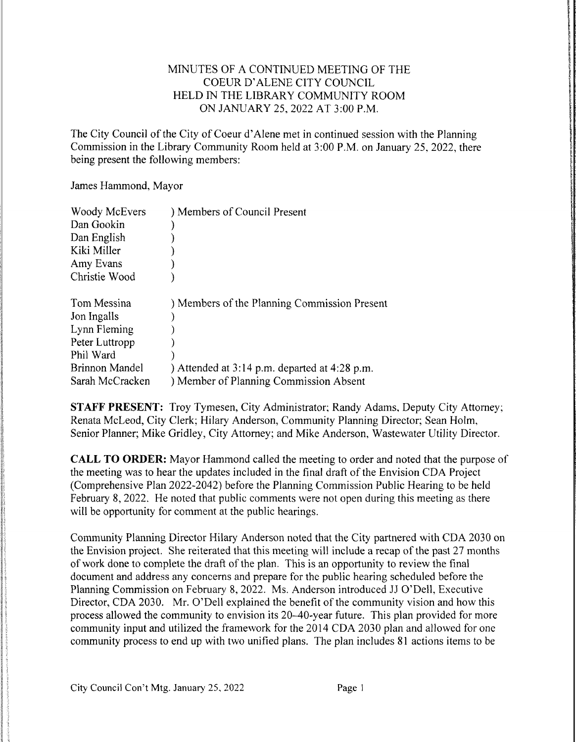MINUTES OF A CONTINUED MEETING OF THE
COEUR D'ALENE CITY COUNCIL
HELD IN THE LIBRARY COMMUNITY ROOM
ON JANUARY 25, 2022 AT 3:00 P.M.

The City Council of the City of Coeur d'Alene met in continued session with the Planning Commission in the Library Community Room held at 3:00 P.M. on January 25, 2022, there being present the following members:

James Hammond, Mayor

| | |
|---|---|
| Woody McEvers | ) Members of Council Present |
| Dan Gookin | ) |
| Dan English | ) |
| Kiki Miller | ) |
| Amy Evans | ) |
| Christie Wood | ) |

| | |
|---|---|
| Tom Messina | ) Members of the Planning Commission Present |
| Jon Ingalls | ) |
| Lynn Fleming | ) |
| Peter Luttropp | ) |
| Phil Ward | ) |
| Brinnon Mandel | ) Attended at 3:14 p.m. departed at 4:28 p.m. |
| Sarah McCracken | ) Member of Planning Commission Absent |

**STAFF PRESENT:** Troy Tymesen, City Administrator; Randy Adams, Deputy City Attorney; Renata McLeod, City Clerk; Hilary Anderson, Community Planning Director; Sean Holm, Senior Planner; Mike Gridley, City Attorney; and Mike Anderson, Wastewater Utility Director.

**CALL TO ORDER:** Mayor Hammond called the meeting to order and noted that the purpose of the meeting was to hear the updates included in the final draft of the Envision CDA Project (Comprehensive Plan 2022-2042) before the Planning Commission Public Hearing to be held February 8, 2022. He noted that public comments were not open during this meeting as there will be opportunity for comment at the public hearings.

Community Planning Director Hilary Anderson noted that the City partnered with CDA 2030 on the Envision project. She reiterated that this meeting will include a recap of the past 27 months of work done to complete the draft of the plan. This is an opportunity to review the final document and address any concerns and prepare for the public hearing scheduled before the Planning Commission on February 8, 2022. Ms. Anderson introduced JJ O'Dell, Executive Director, CDA 2030. Mr. O'Dell explained the benefit of the community vision and how this process allowed the community to envision its 20–40-year future. This plan provided for more community input and utilized the framework for the 2014 CDA 2030 plan and allowed for one community process to end up with two unified plans. The plan includes 81 actions items to be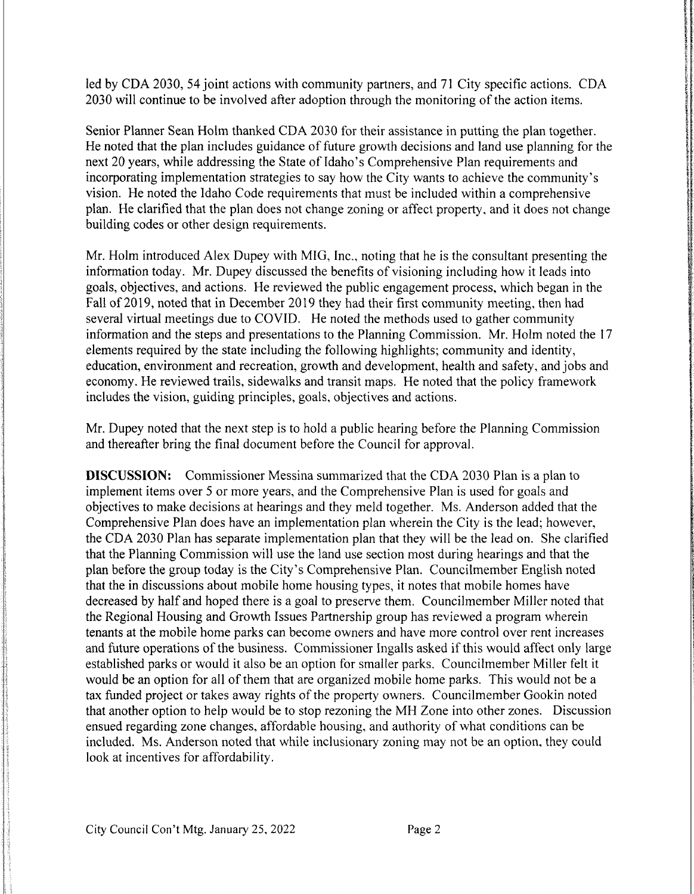led by CDA 2030, 54 joint actions with community partners, and 71 City specific actions. CDA 2030 will continue to be involved after adoption through the monitoring of the action items.

Senior Planner Sean Holm thanked CDA 2030 for their assistance in putting the plan together. He noted that the plan includes guidance of future growth decisions and land use planning for the next 20 years, while addressing the State of Idaho's Comprehensive Plan requirements and incorporating implementation strategies to say how the City wants to achieve the community's vision. He noted the Idaho Code requirements that must be included within a comprehensive plan. He clarified that the plan does not change zoning or affect property, and it does not change building codes or other design requirements.

Mr. Holm introduced Alex Dupey with MIG, Inc., noting that he is the consultant presenting the information today. Mr. Dupey discussed the benefits of visioning including how it leads into goals, objectives, and actions. He reviewed the public engagement process, which began in the Fall of 2019, noted that in December 2019 they had their first community meeting, then had several virtual meetings due to COVID. He noted the methods used to gather community information and the steps and presentations to the Planning Commission. Mr. Holm noted the 17 elements required by the state including the following highlights; community and identity, education, environment and recreation, growth and development, health and safety, and jobs and economy. He reviewed trails, sidewalks and transit maps. He noted that the policy framework includes the vision, guiding principles, goals, objectives and actions.

Mr. Dupey noted that the next step is to hold a public hearing before the Planning Commission and thereafter bring the final document before the Council for approval.

**DISCUSSION:** Commissioner Messina summarized that the CDA 2030 Plan is a plan to implement items over 5 or more years, and the Comprehensive Plan is used for goals and objectives to make decisions at hearings and they meld together. Ms. Anderson added that the Comprehensive Plan does have an implementation plan wherein the City is the lead; however, the CDA 2030 Plan has separate implementation plan that they will be the lead on. She clarified that the Planning Commission will use the land use section most during hearings and that the plan before the group today is the City's Comprehensive Plan. Councilmember English noted that the in discussions about mobile home housing types, it notes that mobile homes have decreased by half and hoped there is a goal to preserve them. Councilmember Miller noted that the Regional Housing and Growth Issues Partnership group has reviewed a program wherein tenants at the mobile home parks can become owners and have more control over rent increases and future operations of the business. Commissioner Ingalls asked if this would affect only large established parks or would it also be an option for smaller parks. Councilmember Miller felt it would be an option for all of them that are organized mobile home parks. This would not be a tax funded project or takes away rights of the property owners. Councilmember Gookin noted that another option to help would be to stop rezoning the MH Zone into other zones. Discussion ensued regarding zone changes, affordable housing, and authority of what conditions can be included. Ms. Anderson noted that while inclusionary zoning may not be an option, they could look at incentives for affordability.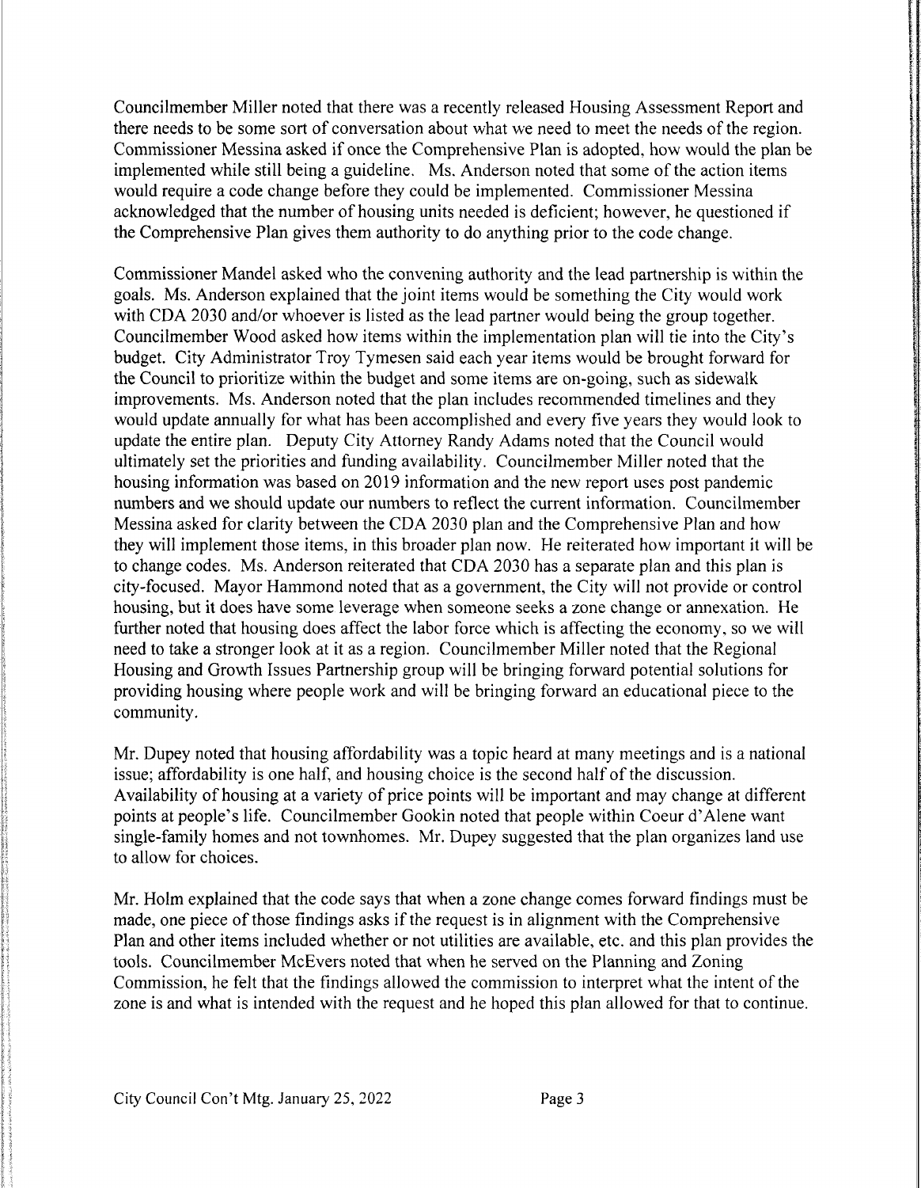Councilmember Miller noted that there was a recently released Housing Assessment Report and there needs to be some sort of conversation about what we need to meet the needs of the region. Commissioner Messina asked if once the Comprehensive Plan is adopted, how would the plan be implemented while still being a guideline. Ms. Anderson noted that some of the action items would require a code change before they could be implemented. Commissioner Messina acknowledged that the number of housing units needed is deficient; however, he questioned if the Comprehensive Plan gives them authority to do anything prior to the code change.

Commissioner Mandel asked who the convening authority and the lead partnership is within the goals. Ms. Anderson explained that the joint items would be something the City would work with CDA 2030 and/or whoever is listed as the lead partner would being the group together. Councilmember Wood asked how items within the implementation plan will tie into the City's budget. City Administrator Troy Tymesen said each year items would be brought forward for the Council to prioritize within the budget and some items are on-going, such as sidewalk improvements. Ms. Anderson noted that the plan includes recommended timelines and they would update annually for what has been accomplished and every five years they would look to update the entire plan. Deputy City Attorney Randy Adams noted that the Council would ultimately set the priorities and funding availability. Councilmember Miller noted that the housing information was based on 2019 information and the new report uses post pandemic numbers and we should update our numbers to reflect the current information. Councilmember Messina asked for clarity between the CDA 2030 plan and the Comprehensive Plan and how they will implement those items, in this broader plan now. He reiterated how important it will be to change codes. Ms. Anderson reiterated that CDA 2030 has a separate plan and this plan is city-focused. Mayor Hammond noted that as a government, the City will not provide or control housing, but it does have some leverage when someone seeks a zone change or annexation. He further noted that housing does affect the labor force which is affecting the economy, so we will need to take a stronger look at it as a region. Councilmember Miller noted that the Regional Housing and Growth Issues Partnership group will be bringing forward potential solutions for providing housing where people work and will be bringing forward an educational piece to the community.

Mr. Dupey noted that housing affordability was a topic heard at many meetings and is a national issue; affordability is one half, and housing choice is the second half of the discussion. Availability of housing at a variety of price points will be important and may change at different points at people's life. Councilmember Gookin noted that people within Coeur d'Alene want single-family homes and not townhomes. Mr. Dupey suggested that the plan organizes land use to allow for choices.

Mr. Holm explained that the code says that when a zone change comes forward findings must be made, one piece of those findings asks if the request is in alignment with the Comprehensive Plan and other items included whether or not utilities are available, etc. and this plan provides the tools. Councilmember McEvers noted that when he served on the Planning and Zoning Commission, he felt that the findings allowed the commission to interpret what the intent of the zone is and what is intended with the request and he hoped this plan allowed for that to continue.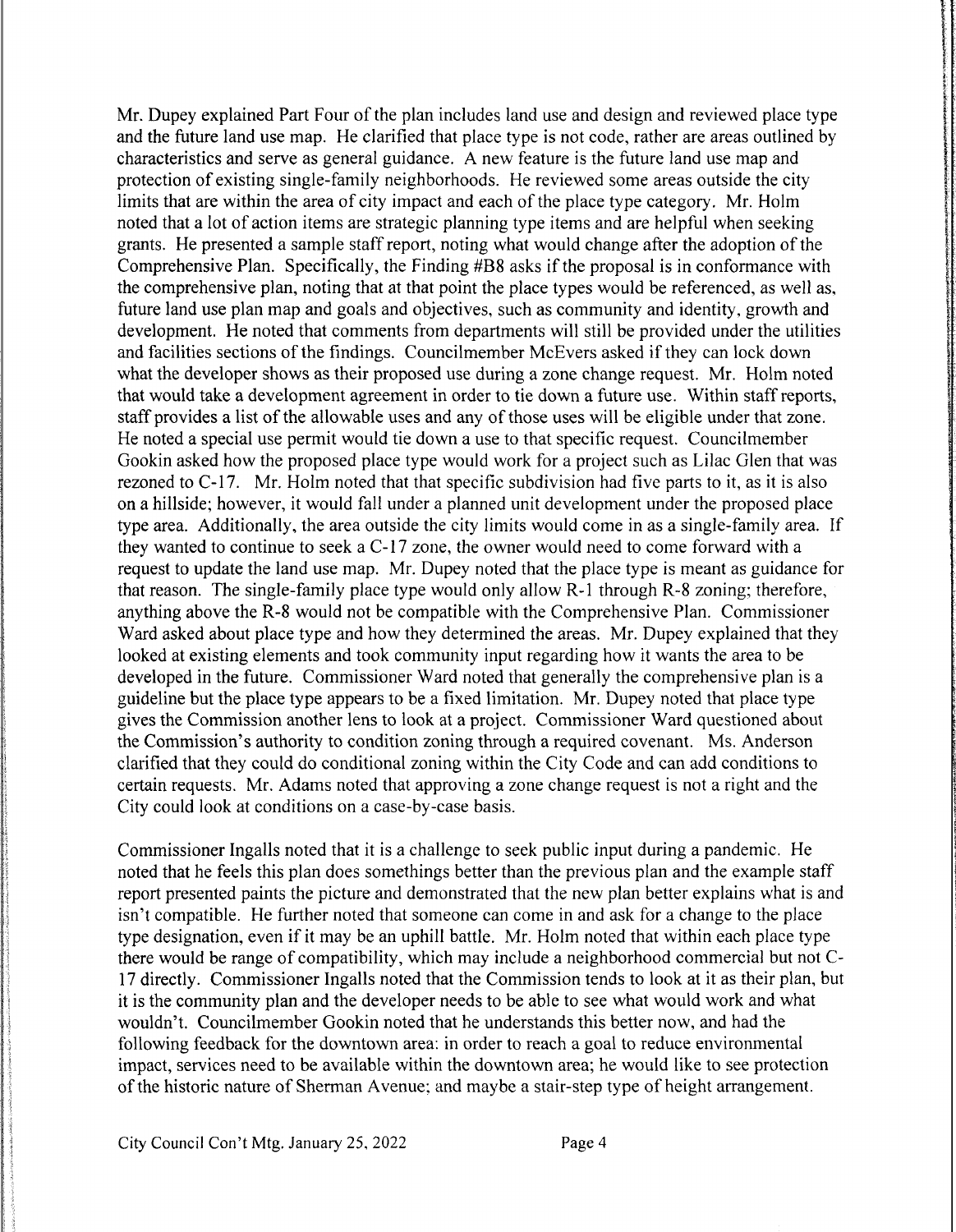Mr. Dupey explained Part Four of the plan includes land use and design and reviewed place type and the future land use map. He clarified that place type is not code, rather are areas outlined by characteristics and serve as general guidance. A new feature is the future land use map and protection of existing single-family neighborhoods. He reviewed some areas outside the city limits that are within the area of city impact and each of the place type category. Mr. Holm noted that a lot of action items are strategic planning type items and are helpful when seeking grants. He presented a sample staff report, noting what would change after the adoption of the Comprehensive Plan. Specifically, the Finding #B8 asks if the proposal is in conformance with the comprehensive plan, noting that at that point the place types would be referenced, as well as, future land use plan map and goals and objectives, such as community and identity, growth and development. He noted that comments from departments will still be provided under the utilities and facilities sections of the findings. Councilmember McEvers asked if they can lock down what the developer shows as their proposed use during a zone change request. Mr. Holm noted that would take a development agreement in order to tie down a future use. Within staff reports, staff provides a list of the allowable uses and any of those uses will be eligible under that zone. He noted a special use permit would tie down a use to that specific request. Councilmember Gookin asked how the proposed place type would work for a project such as Lilac Glen that was rezoned to C-17. Mr. Holm noted that that specific subdivision had five parts to it, as it is also on a hillside; however, it would fall under a planned unit development under the proposed place type area. Additionally, the area outside the city limits would come in as a single-family area. If they wanted to continue to seek a C-17 zone, the owner would need to come forward with a request to update the land use map. Mr. Dupey noted that the place type is meant as guidance for that reason. The single-family place type would only allow R-1 through R-8 zoning; therefore, anything above the R-8 would not be compatible with the Comprehensive Plan. Commissioner Ward asked about place type and how they determined the areas. Mr. Dupey explained that they looked at existing elements and took community input regarding how it wants the area to be developed in the future. Commissioner Ward noted that generally the comprehensive plan is a guideline but the place type appears to be a fixed limitation. Mr. Dupey noted that place type gives the Commission another lens to look at a project. Commissioner Ward questioned about the Commission's authority to condition zoning through a required covenant. Ms. Anderson clarified that they could do conditional zoning within the City Code and can add conditions to certain requests. Mr. Adams noted that approving a zone change request is not a right and the City could look at conditions on a case-by-case basis.

Commissioner Ingalls noted that it is a challenge to seek public input during a pandemic. He noted that he feels this plan does somethings better than the previous plan and the example staff report presented paints the picture and demonstrated that the new plan better explains what is and isn't compatible. He further noted that someone can come in and ask for a change to the place type designation, even if it may be an uphill battle. Mr. Holm noted that within each place type there would be range of compatibility, which may include a neighborhood commercial but not C-17 directly. Commissioner Ingalls noted that the Commission tends to look at it as their plan, but it is the community plan and the developer needs to be able to see what would work and what wouldn't. Councilmember Gookin noted that he understands this better now, and had the following feedback for the downtown area: in order to reach a goal to reduce environmental impact, services need to be available within the downtown area; he would like to see protection of the historic nature of Sherman Avenue; and maybe a stair-step type of height arrangement.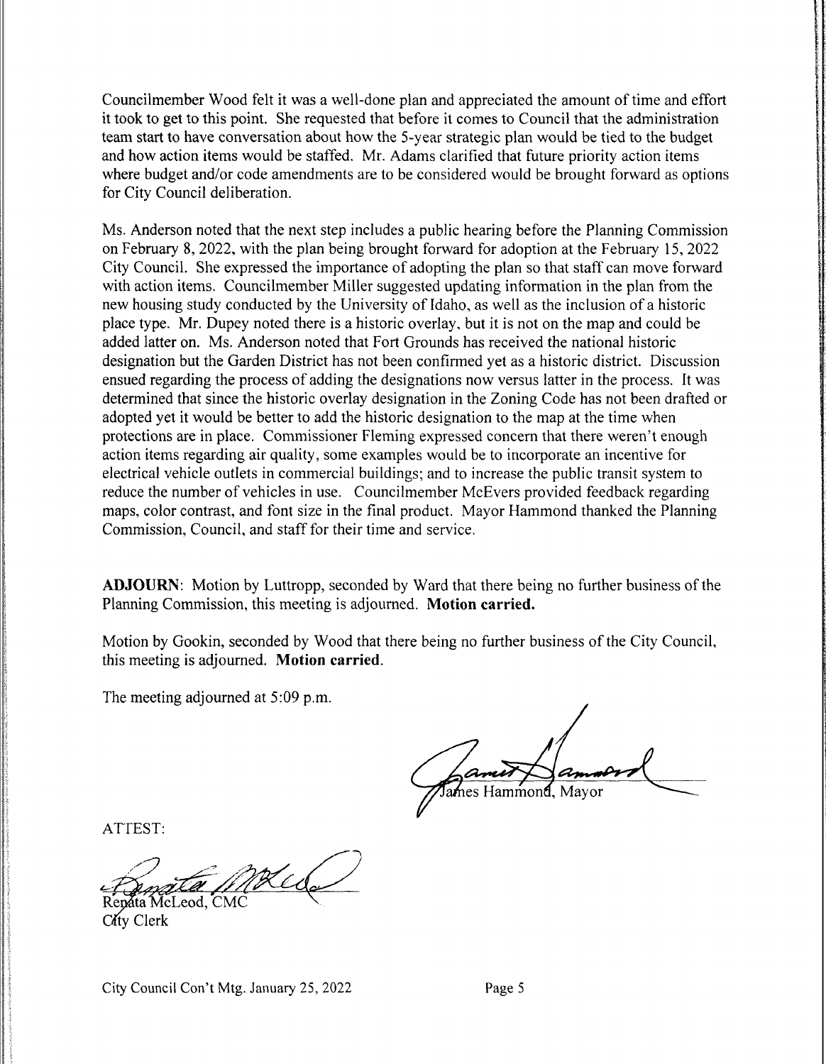Councilmember Wood felt it was a well-done plan and appreciated the amount of time and effort it took to get to this point. She requested that before it comes to Council that the administration team start to have conversation about how the 5-year strategic plan would be tied to the budget and how action items would be staffed. Mr. Adams clarified that future priority action items where budget and/or code amendments are to be considered would be brought forward as options for City Council deliberation.

Ms. Anderson noted that the next step includes a public hearing before the Planning Commission on February 8, 2022, with the plan being brought forward for adoption at the February 15, 2022 City Council. She expressed the importance of adopting the plan so that staff can move forward with action items. Councilmember Miller suggested updating information in the plan from the new housing study conducted by the University of Idaho, as well as the inclusion of a historic place type. Mr. Dupey noted there is a historic overlay, but it is not on the map and could be added latter on. Ms. Anderson noted that Fort Grounds has received the national historic designation but the Garden District has not been confirmed yet as a historic district. Discussion ensued regarding the process of adding the designations now versus latter in the process. It was determined that since the historic overlay designation in the Zoning Code has not been drafted or adopted yet it would be better to add the historic designation to the map at the time when protections are in place. Commissioner Fleming expressed concern that there weren't enough action items regarding air quality, some examples would be to incorporate an incentive for electrical vehicle outlets in commercial buildings; and to increase the public transit system to reduce the number of vehicles in use. Councilmember McEvers provided feedback regarding maps, color contrast, and font size in the final product. Mayor Hammond thanked the Planning Commission, Council, and staff for their time and service.

**ADJOURN**: Motion by Luttropp, seconded by Ward that there being no further business of the Planning Commission, this meeting is adjourned. **Motion carried.**

Motion by Gookin, seconded by Wood that there being no further business of the City Council, this meeting is adjourned. **Motion carried.**

The meeting adjourned at 5:09 p.m.

James Hammond, Mayor

ATTEST:

Renata McLeod, CMC
City Clerk

City Council Con't Mtg. January 25, 2022